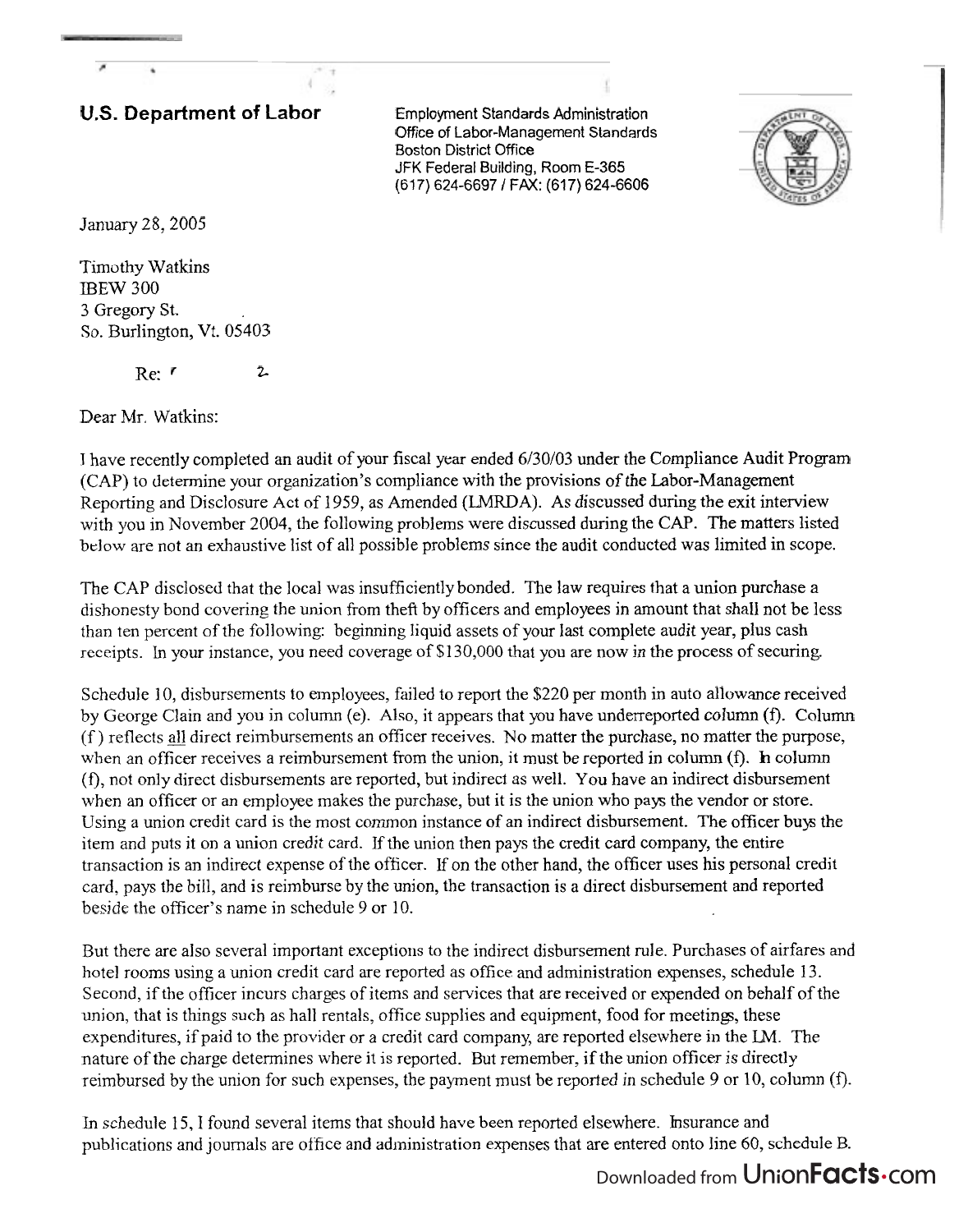**U.S. Department of Labor**

Employment Standards Administration
Office of Labor-Management Standards
Boston District Office
JFK Federal Building, Room E-365
(617) 624-6697 / FAX: (617) 624-6606

January 28, 2005

Timothy Watkins
IBEW 300
3 Gregory St.
So. Burlington, Vt. 05403

Re: r 2

Dear Mr. Watkins:

I have recently completed an audit of your fiscal year ended 6/30/03 under the Compliance Audit Program (CAP) to determine your organization's compliance with the provisions of the Labor-Management Reporting and Disclosure Act of 1959, as Amended (LMRDA). As discussed during the exit interview with you in November 2004, the following problems were discussed during the CAP. The matters listed below are not an exhaustive list of all possible problems since the audit conducted was limited in scope.

The CAP disclosed that the local was insufficiently bonded. The law requires that a union purchase a dishonesty bond covering the union from theft by officers and employees in amount that shall not be less than ten percent of the following: beginning liquid assets of your last complete audit year, plus cash receipts. In your instance, you need coverage of $130,000 that you are now in the process of securing.

Schedule 10, disbursements to employees, failed to report the $220 per month in auto allowance received by George Clain and you in column (e). Also, it appears that you have underreported column (f). Column (f ) reflects all direct reimbursements an officer receives. No matter the purchase, no matter the purpose, when an officer receives a reimbursement from the union, it must be reported in column (f). In column (f), not only direct disbursements are reported, but indirect as well. You have an indirect disbursement when an officer or an employee makes the purchase, but it is the union who pays the vendor or store. Using a union credit card is the most common instance of an indirect disbursement. The officer buys the item and puts it on a union credit card. If the union then pays the credit card company, the entire transaction is an indirect expense of the officer. If on the other hand, the officer uses his personal credit card, pays the bill, and is reimburse by the union, the transaction is a direct disbursement and reported beside the officer's name in schedule 9 or 10.

But there are also several important exceptions to the indirect disbursement rule. Purchases of airfares and hotel rooms using a union credit card are reported as office and administration expenses, schedule 13. Second, if the officer incurs charges of items and services that are received or expended on behalf of the union, that is things such as hall rentals, office supplies and equipment, food for meetings, these expenditures, if paid to the provider or a credit card company, are reported elsewhere in the LM. The nature of the charge determines where it is reported. But remember, if the union officer is directly reimbursed by the union for such expenses, the payment must be reported in schedule 9 or 10, column (f).

In schedule 15, I found several items that should have been reported elsewhere. Insurance and publications and journals are office and administration expenses that are entered onto line 60, schedule B.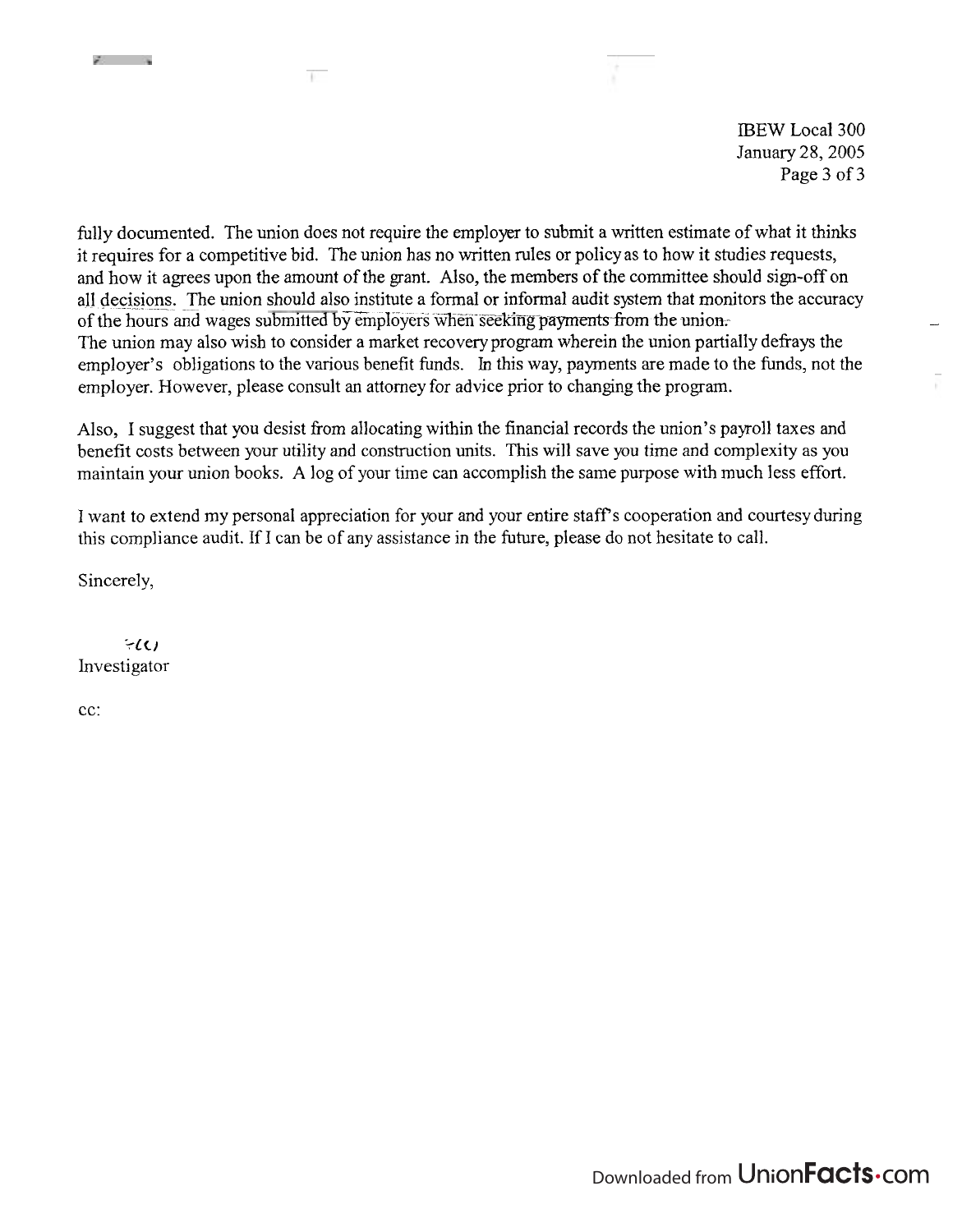fully documented. The union does not require the employer to submit a written estimate of what it thinks it requires for a competitive bid. The union has no written rules or policy as to how it studies requests, and how it agrees upon the amount of the grant. Also, the members of the committee should sign-off on all decisions. The union should also institute a formal or informal audit system that monitors the accuracy of the hours and wages submitted by employers when seeking payments from the union.
The union may also wish to consider a market recovery program wherein the union partially defrays the employer's obligations to the various benefit funds. In this way, payments are made to the funds, not the employer. However, please consult an attorney for advice prior to changing the program.

Also, I suggest that you desist from allocating within the financial records the union's payroll taxes and benefit costs between your utility and construction units. This will save you time and complexity as you maintain your union books. A log of your time can accomplish the same purpose with much less effort.

I want to extend my personal appreciation for your and your entire staff's cooperation and courtesy during this compliance audit. If I can be of any assistance in the future, please do not hesitate to call.

Sincerely,

7(C)
Investigator

cc:

Downloaded from UnionFacts.com